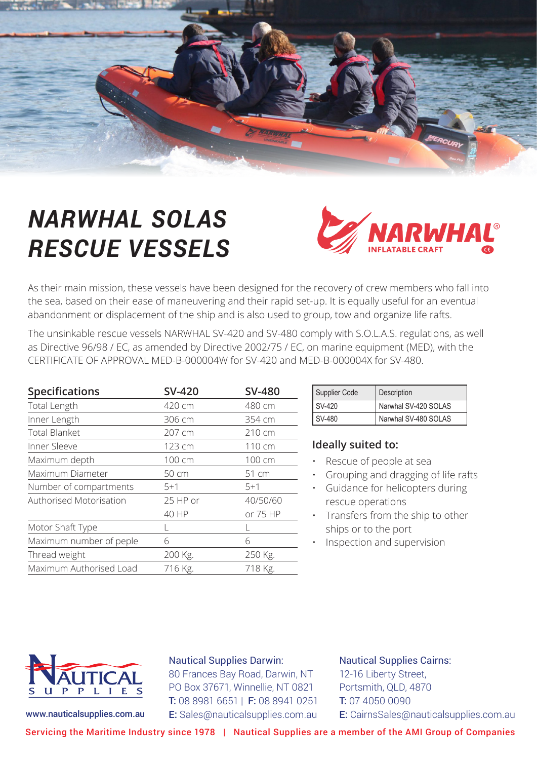# NARWHAL SOLAS RESCUE VESSELS

NARWHAL® INFLATABLE CRAFT

As their main mission, these vessels have been designed for the recovery of crew members who fall into the sea, based on their ease of maneuvering and their rapid set-up. It is equally useful for an eventual abandonment or displacement of the ship and is also used to group, tow and organize life rafts.

The unsinkable rescue vessels NARWHAL SV-420 and SV-480 comply with S.O.L.A.S. regulations, as well as Directive 96/98 / EC, as amended by Directive 2002/75 / EC, on marine equipment (MED), with the CERTIFICATE OF APPROVAL MED-B-000004W for SV-420 and MED-B-000004X for SV-480.

| Specifications | SV-420 | SV-480 |
|---|---|---|
| Total Length | 420 cm | 480 cm |
| Inner Length | 306 cm | 354 cm |
| Total Blanket | 207 cm | 210 cm |
| Inner Sleeve | 123 cm | 110 cm |
| Maximum depth | 100 cm | 100 cm |
| Maximum Diameter | 50 cm | 51 cm |
| Number of compartments | 5+1 | 5+1 |
| Authorised Motorisation | 25 HP or 40 HP | 40/50/60 or 75 HP |
| Motor Shaft Type | L | L |
| Maximum number of peple | 6 | 6 |
| Thread weight | 200 Kg. | 250 Kg. |
| Maximum Authorised Load | 716 Kg. | 718 Kg. |

| Supplier Code | Description |
|---|---|
| SV-420 | Narwhal SV-420 SOLAS |
| SV-480 | Narwhal SV-480 SOLAS |

### Ideally suited to:

- Rescue of people at sea
- Grouping and dragging of life rafts
- Guidance for helicopters during rescue operations
- Transfers from the ship to other ships or to the port
- Inspection and supervision

NAUTICAL SUPPLIES

www.nauticalsupplies.com.au

Nautical Supplies Darwin:
80 Frances Bay Road, Darwin, NT
PO Box 37671, Winnellie, NT 0821
**T:** 08 8981 6651 | **F:** 08 8941 0251
**E:** Sales@nauticalsupplies.com.au

Nautical Supplies Cairns:
12-16 Liberty Street,
Portsmith, QLD, 4870
**T:** 07 4050 0090
**E:** CairnsSales@nauticalsupplies.com.au

Servicing the Maritime Industry since 1978 | Nautical Supplies are a member of the AMI Group of Companies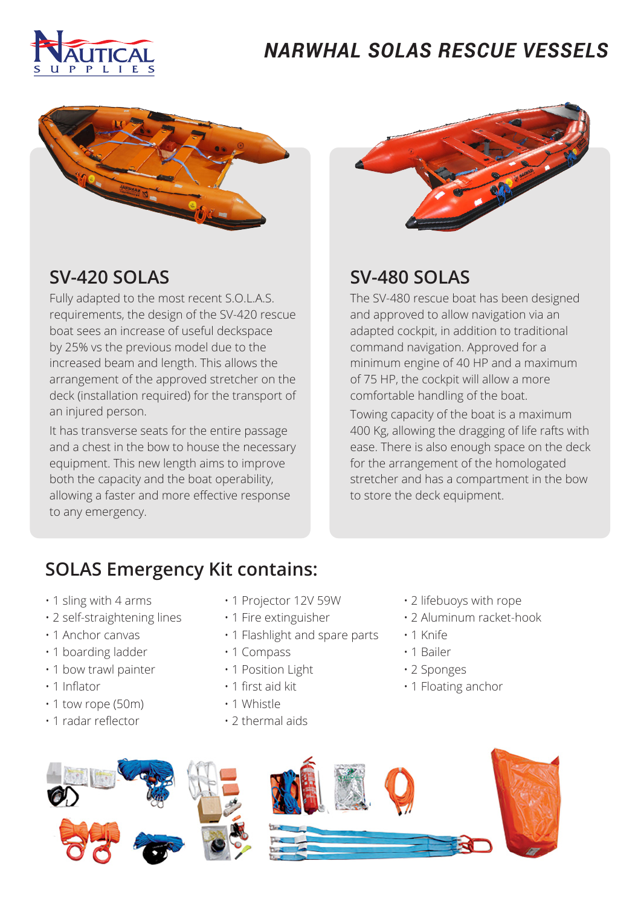# NARWHAL SOLAS RESCUE VESSELS

## SV-420 SOLAS

Fully adapted to the most recent S.O.L.A.S. requirements, the design of the SV-420 rescue boat sees an increase of useful deckspace by 25% vs the previous model due to the increased beam and length. This allows the arrangement of the approved stretcher on the deck (installation required) for the transport of an injured person.

It has transverse seats for the entire passage and a chest in the bow to house the necessary equipment. This new length aims to improve both the capacity and the boat operability, allowing a faster and more effective response to any emergency.

## SV-480 SOLAS

The SV-480 rescue boat has been designed and approved to allow navigation via an adapted cockpit, in addition to traditional command navigation. Approved for a minimum engine of 40 HP and a maximum of 75 HP, the cockpit will allow a more comfortable handling of the boat.

Towing capacity of the boat is a maximum 400 Kg, allowing the dragging of life rafts with ease. There is also enough space on the deck for the arrangement of the homologated stretcher and has a compartment in the bow to store the deck equipment.

## SOLAS Emergency Kit contains:

- 1 sling with 4 arms
- 2 self-straightening lines
- 1 Anchor canvas
- 1 boarding ladder
- 1 bow trawl painter
- 1 Inflator
- 1 tow rope (50m)
- 1 radar reflector
- 1 Projector 12V 59W
- 1 Fire extinguisher
- 1 Flashlight and spare parts
- 1 Compass
- 1 Position Light
- 1 first aid kit
- 1 Whistle
- 2 thermal aids
- 2 lifebuoys with rope
- 2 Aluminum racket-hook
- 1 Knife
- 1 Bailer
- 2 Sponges
- 1 Floating anchor